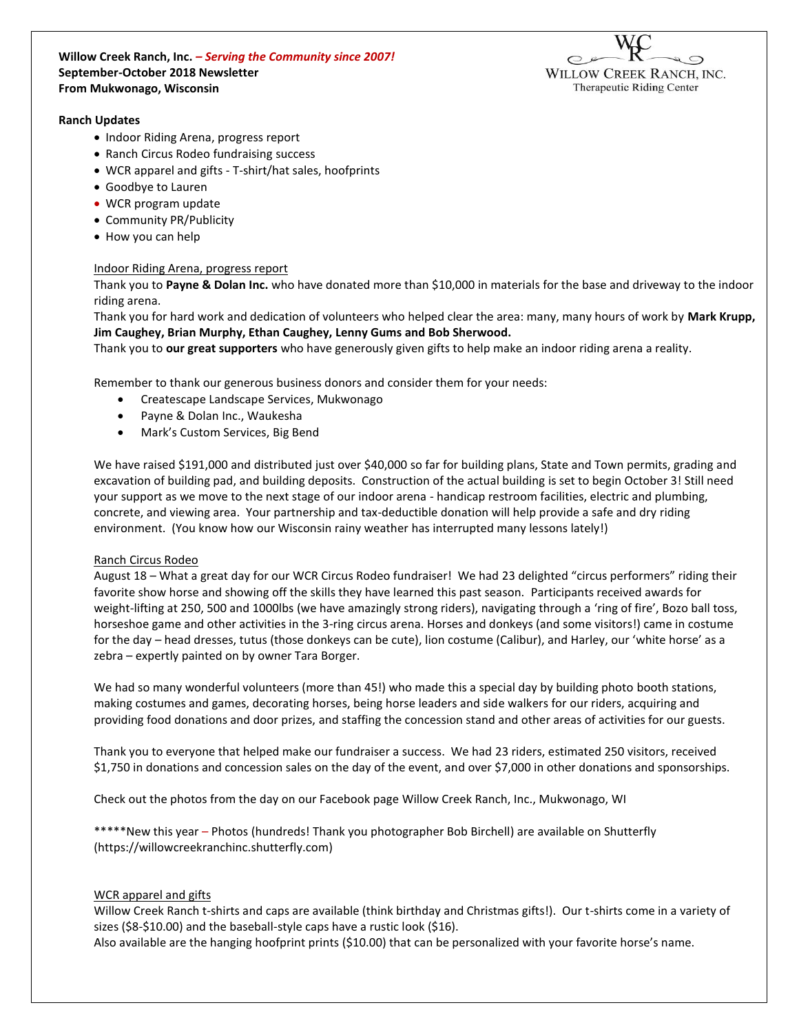**Willow Creek Ranch, Inc. –** ***Serving the Community since 2007!***
**September-October 2018 Newsletter**
**From Mukwonago, Wisconsin**

WILLOW CREEK RANCH, INC.
Therapeutic Riding Center

**Ranch Updates**

- Indoor Riding Arena, progress report
- Ranch Circus Rodeo fundraising success
- WCR apparel and gifts - T-shirt/hat sales, hoofprints
- Goodbye to Lauren
- WCR program update
- Community PR/Publicity
- How you can help

Indoor Riding Arena, progress report

Thank you to **Payne & Dolan Inc.** who have donated more than $10,000 in materials for the base and driveway to the indoor riding arena.

Thank you for hard work and dedication of volunteers who helped clear the area: many, many hours of work by **Mark Krupp, Jim Caughey, Brian Murphy, Ethan Caughey, Lenny Gums and Bob Sherwood.**

Thank you to **our great supporters** who have generously given gifts to help make an indoor riding arena a reality.

Remember to thank our generous business donors and consider them for your needs:

- Createscape Landscape Services, Mukwonago
- Payne & Dolan Inc., Waukesha
- Mark's Custom Services, Big Bend

We have raised $191,000 and distributed just over $40,000 so far for building plans, State and Town permits, grading and excavation of building pad, and building deposits. Construction of the actual building is set to begin October 3! Still need your support as we move to the next stage of our indoor arena - handicap restroom facilities, electric and plumbing, concrete, and viewing area. Your partnership and tax-deductible donation will help provide a safe and dry riding environment. (You know how our Wisconsin rainy weather has interrupted many lessons lately!)

Ranch Circus Rodeo

August 18 – What a great day for our WCR Circus Rodeo fundraiser! We had 23 delighted "circus performers" riding their favorite show horse and showing off the skills they have learned this past season. Participants received awards for weight-lifting at 250, 500 and 1000lbs (we have amazingly strong riders), navigating through a 'ring of fire', Bozo ball toss, horseshoe game and other activities in the 3-ring circus arena. Horses and donkeys (and some visitors!) came in costume for the day – head dresses, tutus (those donkeys can be cute), lion costume (Calibur), and Harley, our 'white horse' as a zebra – expertly painted on by owner Tara Borger.

We had so many wonderful volunteers (more than 45!) who made this a special day by building photo booth stations, making costumes and games, decorating horses, being horse leaders and side walkers for our riders, acquiring and providing food donations and door prizes, and staffing the concession stand and other areas of activities for our guests.

Thank you to everyone that helped make our fundraiser a success. We had 23 riders, estimated 250 visitors, received $1,750 in donations and concession sales on the day of the event, and over $7,000 in other donations and sponsorships.

Check out the photos from the day on our Facebook page Willow Creek Ranch, Inc., Mukwonago, WI

*****New this year – Photos (hundreds! Thank you photographer Bob Birchell) are available on Shutterfly (https://willowcreekranchinc.shutterfly.com)

WCR apparel and gifts

Willow Creek Ranch t-shirts and caps are available (think birthday and Christmas gifts!). Our t-shirts come in a variety of sizes ($8-$10.00) and the baseball-style caps have a rustic look ($16).

Also available are the hanging hoofprint prints ($10.00) that can be personalized with your favorite horse's name.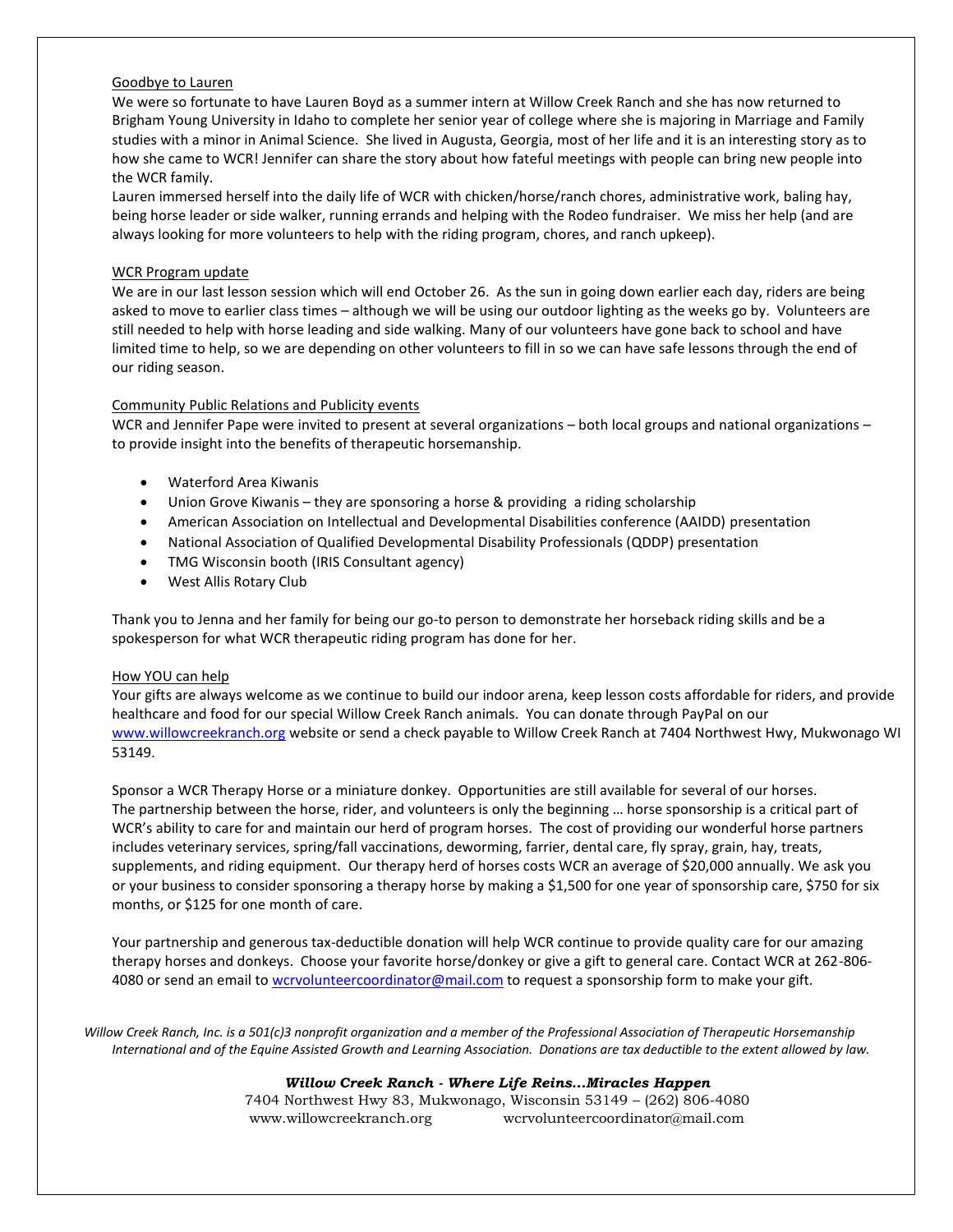## Goodbye to Lauren

We were so fortunate to have Lauren Boyd as a summer intern at Willow Creek Ranch and she has now returned to Brigham Young University in Idaho to complete her senior year of college where she is majoring in Marriage and Family studies with a minor in Animal Science. She lived in Augusta, Georgia, most of her life and it is an interesting story as to how she came to WCR! Jennifer can share the story about how fateful meetings with people can bring new people into the WCR family.

Lauren immersed herself into the daily life of WCR with chicken/horse/ranch chores, administrative work, baling hay, being horse leader or side walker, running errands and helping with the Rodeo fundraiser. We miss her help (and are always looking for more volunteers to help with the riding program, chores, and ranch upkeep).

## WCR Program update

We are in our last lesson session which will end October 26. As the sun in going down earlier each day, riders are being asked to move to earlier class times – although we will be using our outdoor lighting as the weeks go by. Volunteers are still needed to help with horse leading and side walking. Many of our volunteers have gone back to school and have limited time to help, so we are depending on other volunteers to fill in so we can have safe lessons through the end of our riding season.

## Community Public Relations and Publicity events

WCR and Jennifer Pape were invited to present at several organizations – both local groups and national organizations – to provide insight into the benefits of therapeutic horsemanship.

- Waterford Area Kiwanis
- Union Grove Kiwanis – they are sponsoring a horse & providing a riding scholarship
- American Association on Intellectual and Developmental Disabilities conference (AAIDD) presentation
- National Association of Qualified Developmental Disability Professionals (QDDP) presentation
- TMG Wisconsin booth (IRIS Consultant agency)
- West Allis Rotary Club

Thank you to Jenna and her family for being our go-to person to demonstrate her horseback riding skills and be a spokesperson for what WCR therapeutic riding program has done for her.

## How YOU can help

Your gifts are always welcome as we continue to build our indoor arena, keep lesson costs affordable for riders, and provide healthcare and food for our special Willow Creek Ranch animals. You can donate through PayPal on our www.willowcreekranch.org website or send a check payable to Willow Creek Ranch at 7404 Northwest Hwy, Mukwonago WI 53149.

Sponsor a WCR Therapy Horse or a miniature donkey. Opportunities are still available for several of our horses. The partnership between the horse, rider, and volunteers is only the beginning … horse sponsorship is a critical part of WCR's ability to care for and maintain our herd of program horses. The cost of providing our wonderful horse partners includes veterinary services, spring/fall vaccinations, deworming, farrier, dental care, fly spray, grain, hay, treats, supplements, and riding equipment. Our therapy herd of horses costs WCR an average of $20,000 annually. We ask you or your business to consider sponsoring a therapy horse by making a $1,500 for one year of sponsorship care, $750 for six months, or $125 for one month of care.

Your partnership and generous tax-deductible donation will help WCR continue to provide quality care for our amazing therapy horses and donkeys. Choose your favorite horse/donkey or give a gift to general care. Contact WCR at 262-806-4080 or send an email to wcrvolunteercoordinator@mail.com to request a sponsorship form to make your gift.

*Willow Creek Ranch, Inc. is a 501(c)3 nonprofit organization and a member of the Professional Association of Therapeutic Horsemanship International and of the Equine Assisted Growth and Learning Association. Donations are tax deductible to the extent allowed by law.*

***Willow Creek Ranch - Where Life Reins...Miracles Happen***

7404 Northwest Hwy 83, Mukwonago, Wisconsin 53149 – (262) 806-4080

www.willowcreekranch.org wcrvolunteercoordinator@mail.com